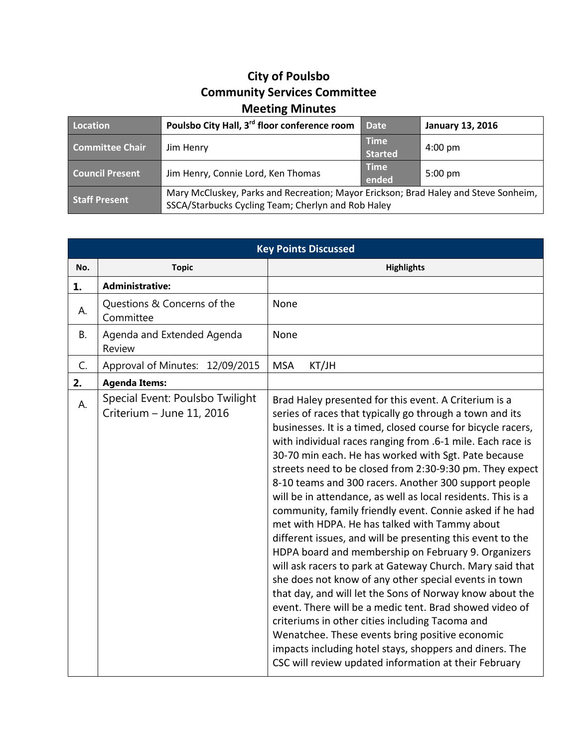# City of Poulsbo
## Community Services Committee
## Meeting Minutes

| Location | Poulsbo City Hall, 3rd floor conference room | Date | January 13, 2016 |
|---|---|---|---|
| Committee Chair | Jim Henry | Time Started | 4:00 pm |
| Council Present | Jim Henry, Connie Lord, Ken Thomas | Time ended | 5:00 pm |
| Staff Present | Mary McCluskey, Parks and Recreation; Mayor Erickson; Brad Haley and Steve Sonheim, SSCA/Starbucks Cycling Team; Cherlyn and Rob Haley | | |

| Key Points Discussed | | |
|---|---|---|
| **No.** | **Topic** | **Highlights** |
| **1.** | **Administrative:** | |
| A. | Questions & Concerns of the Committee | None |
| B. | Agenda and Extended Agenda Review | None |
| C. | Approval of Minutes: 12/09/2015 | MSA KT/JH |
| **2.** | **Agenda Items:** | |
| A. | Special Event: Poulsbo Twilight Criterium – June 11, 2016 | Brad Haley presented for this event. A Criterium is a series of races that typically go through a town and its businesses. It is a timed, closed course for bicycle racers, with individual races ranging from .6-1 mile. Each race is 30-70 min each. He has worked with Sgt. Pate because streets need to be closed from 2:30-9:30 pm. They expect 8-10 teams and 300 racers. Another 300 support people will be in attendance, as well as local residents. This is a community, family friendly event. Connie asked if he had met with HDPA. He has talked with Tammy about different issues, and will be presenting this event to the HDPA board and membership on February 9. Organizers will ask racers to park at Gateway Church. Mary said that she does not know of any other special events in town that day, and will let the Sons of Norway know about the event. There will be a medic tent. Brad showed video of criteriums in other cities including Tacoma and Wenatchee. These events bring positive economic impacts including hotel stays, shoppers and diners. The CSC will review updated information at their February |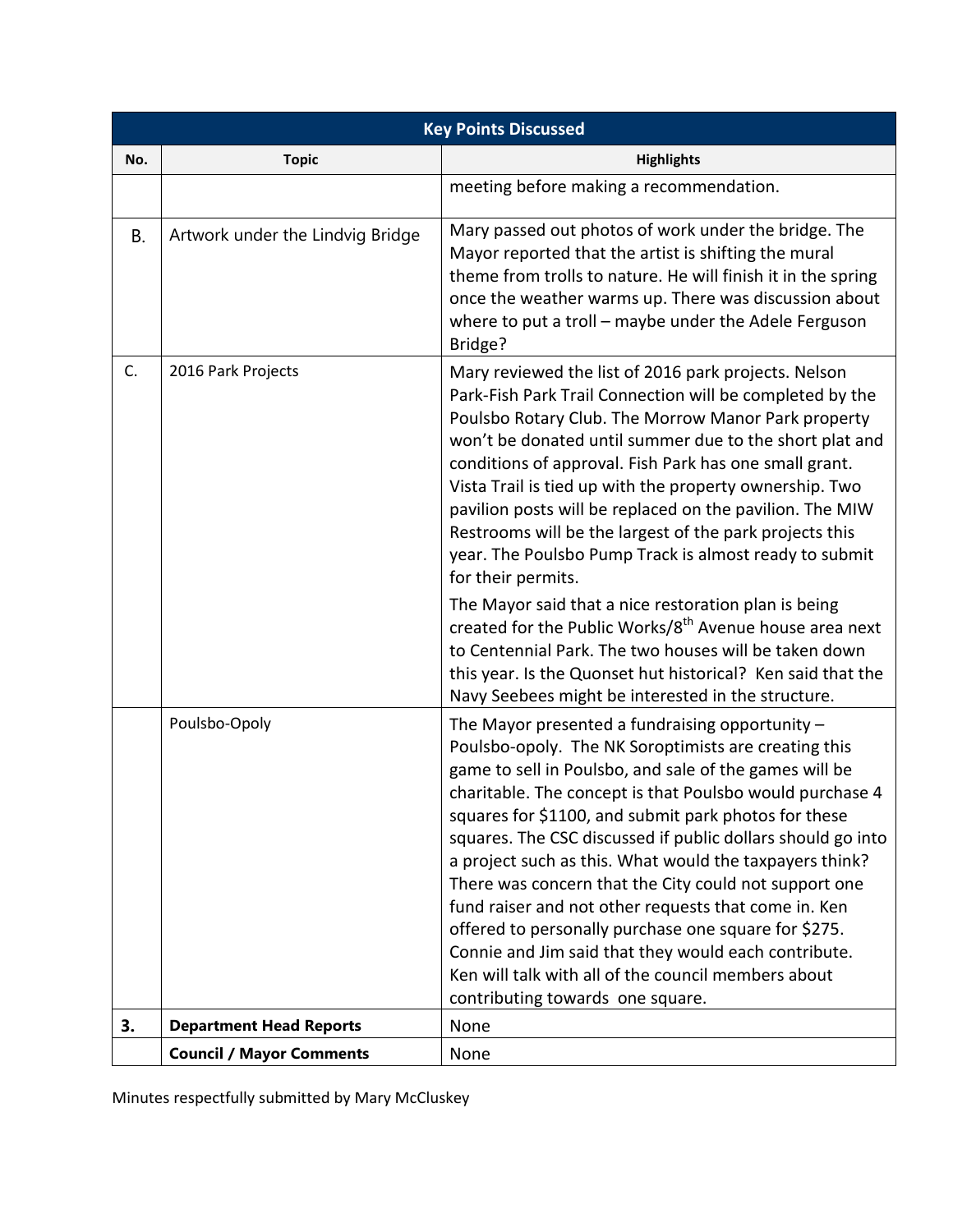| Key Points Discussed | | |
|---|---|---|
| **No.** | **Topic** | **Highlights** |
| | | meeting before making a recommendation. |
| B. | Artwork under the Lindvig Bridge | Mary passed out photos of work under the bridge. The Mayor reported that the artist is shifting the mural theme from trolls to nature. He will finish it in the spring once the weather warms up. There was discussion about where to put a troll – maybe under the Adele Ferguson Bridge? |
| C. | 2016 Park Projects | Mary reviewed the list of 2016 park projects. Nelson Park-Fish Park Trail Connection will be completed by the Poulsbo Rotary Club. The Morrow Manor Park property won't be donated until summer due to the short plat and conditions of approval. Fish Park has one small grant. Vista Trail is tied up with the property ownership. Two pavilion posts will be replaced on the pavilion. The MIW Restrooms will be the largest of the park projects this year. The Poulsbo Pump Track is almost ready to submit for their permits.<br><br>The Mayor said that a nice restoration plan is being created for the Public Works/8th Avenue house area next to Centennial Park. The two houses will be taken down this year. Is the Quonset hut historical? Ken said that the Navy Seebees might be interested in the structure. |
| | Poulsbo-Opoly | The Mayor presented a fundraising opportunity – Poulsbo-opoly. The NK Soroptimists are creating this game to sell in Poulsbo, and sale of the games will be charitable. The concept is that Poulsbo would purchase 4 squares for $1100, and submit park photos for these squares. The CSC discussed if public dollars should go into a project such as this. What would the taxpayers think? There was concern that the City could not support one fund raiser and not other requests that come in. Ken offered to personally purchase one square for $275. Connie and Jim said that they would each contribute. Ken will talk with all of the council members about contributing towards one square. |
| **3.** | **Department Head Reports** | None |
| | **Council / Mayor Comments** | None |

Minutes respectfully submitted by Mary McCluskey